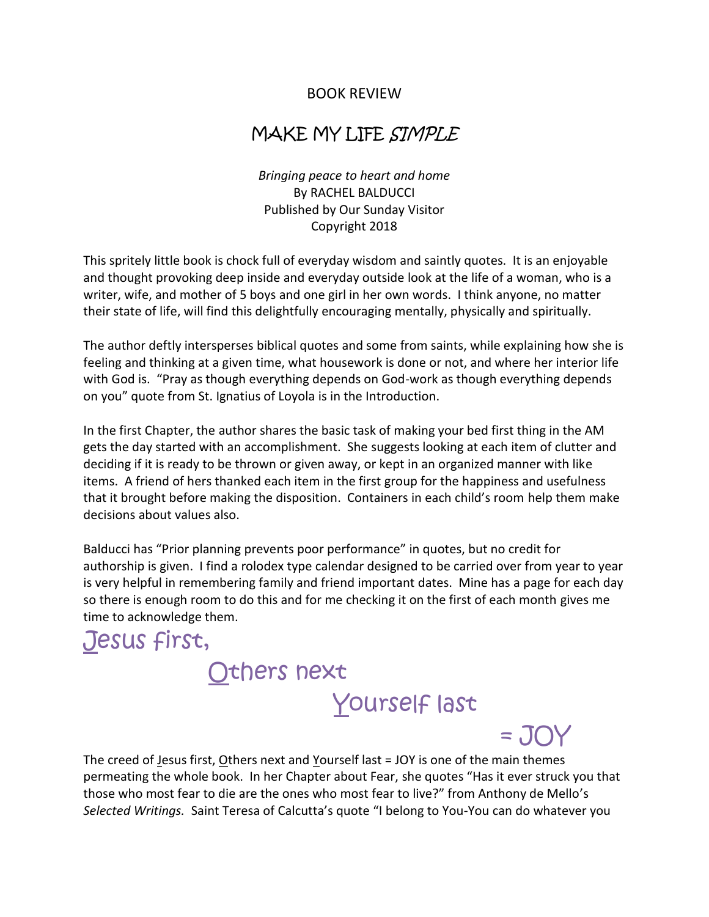BOOK REVIEW

# MAKE MY LIFE *SIMPLE*

*Bringing peace to heart and home*
By RACHEL BALDUCCI
Published by Our Sunday Visitor
Copyright 2018

This spritely little book is chock full of everyday wisdom and saintly quotes. It is an enjoyable and thought provoking deep inside and everyday outside look at the life of a woman, who is a writer, wife, and mother of 5 boys and one girl in her own words. I think anyone, no matter their state of life, will find this delightfully encouraging mentally, physically and spiritually.

The author deftly intersperses biblical quotes and some from saints, while explaining how she is feeling and thinking at a given time, what housework is done or not, and where her interior life with God is. "Pray as though everything depends on God-work as though everything depends on you" quote from St. Ignatius of Loyola is in the Introduction.

In the first Chapter, the author shares the basic task of making your bed first thing in the AM gets the day started with an accomplishment. She suggests looking at each item of clutter and deciding if it is ready to be thrown or given away, or kept in an organized manner with like items. A friend of hers thanked each item in the first group for the happiness and usefulness that it brought before making the disposition. Containers in each child's room help them make decisions about values also.

Balducci has "Prior planning prevents poor performance" in quotes, but no credit for authorship is given. I find a rolodex type calendar designed to be carried over from year to year is very helpful in remembering family and friend important dates. Mine has a page for each day so there is enough room to do this and for me checking it on the first of each month gives me time to acknowledge them.

<u>J</u>esus first,
<u>O</u>thers next
<u>Y</u>ourself last
= JOY

The creed of <u>J</u>esus first, <u>O</u>thers next and <u>Y</u>ourself last = JOY is one of the main themes permeating the whole book. In her Chapter about Fear, she quotes "Has it ever struck you that those who most fear to die are the ones who most fear to live?" from Anthony de Mello's *Selected Writings.* Saint Teresa of Calcutta's quote "I belong to You-You can do whatever you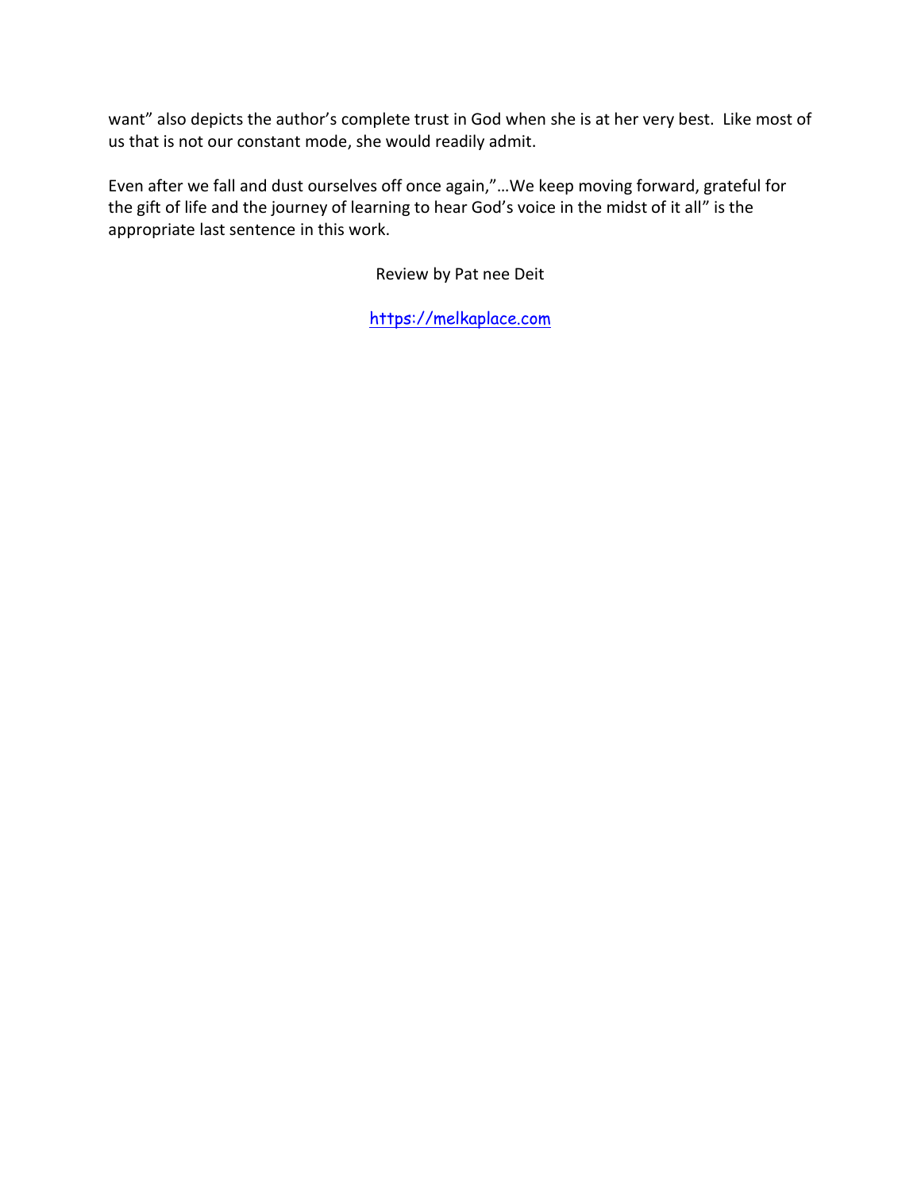want" also depicts the author's complete trust in God when she is at her very best. Like most of us that is not our constant mode, she would readily admit.

Even after we fall and dust ourselves off once again,"…We keep moving forward, grateful for the gift of life and the journey of learning to hear God's voice in the midst of it all" is the appropriate last sentence in this work.

Review by Pat nee Deit

https://melkaplace.com